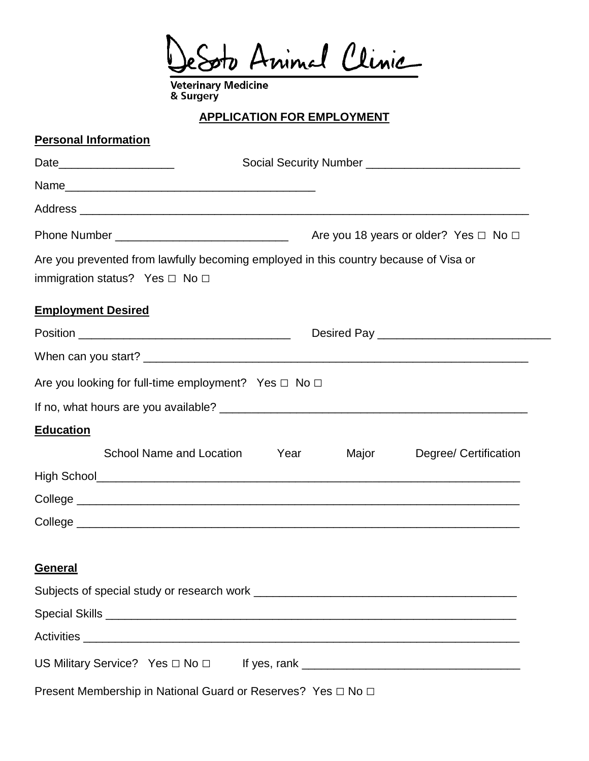# DeSoto Animal Clinic

**Veterinary Medicine & Surgery**

## APPLICATION FOR EMPLOYMENT

### Personal Information

Date__________________ Social Security Number ________________________

Name_______________________________________

Address ______________________________________________________________________

Phone Number ___________________________ Are you 18 years or older? Yes □ No □

Are you prevented from lawfully becoming employed in this country because of Visa or immigration status? Yes □ No □

### Employment Desired

Position _________________________________ Desired Pay ___________________________

When can you start? ______________________________________________________________

Are you looking for full-time employment? Yes □ No □

If no, what hours are you available? __________________________________________________

### Education

| | School Name and Location | Year | Major | Degree/ Certification |
|---|---|---|---|---|
| High School | | | | |
| College | | | | |
| College | | | | |

### General

Subjects of special study or research work ________________________________________

Special Skills ____________________________________________________________________

Activities _______________________________________________________________________

US Military Service? Yes □ No □ If yes, rank __________________________________

Present Membership in National Guard or Reserves? Yes □ No □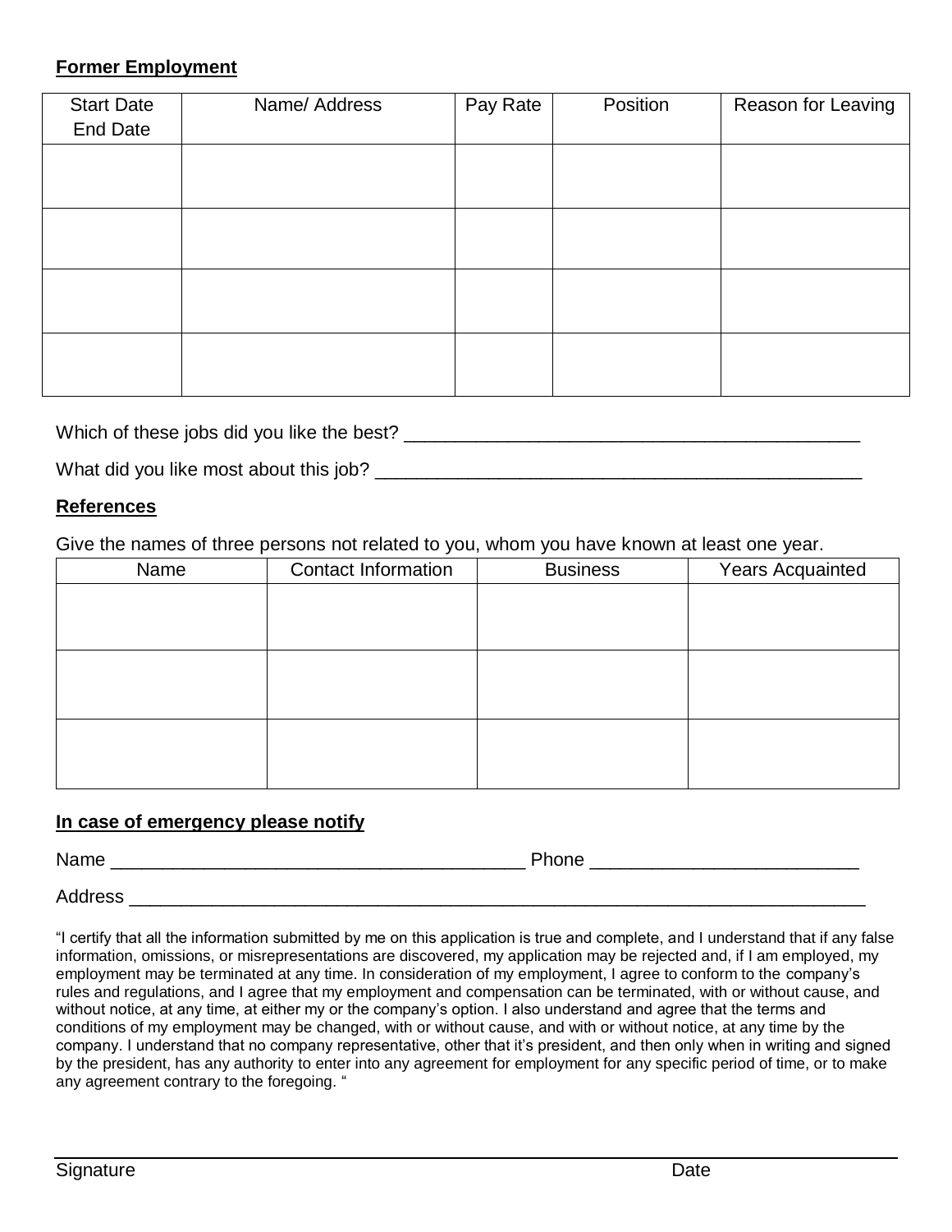**Former Employment**

| Start Date<br>End Date | Name/ Address | Pay Rate | Position | Reason for Leaving |
|---|---|---|---|---|
| | | | | |
| | | | | |
| | | | | |
| | | | | |

Which of these jobs did you like the best? _____________________________________________

What did you like most about this job? ________________________________________________

**References**

Give the names of three persons not related to you, whom you have known at least one year.

| Name | Contact Information | Business | Years Acquainted |
|---|---|---|---|
| | | | |
| | | | |
| | | | |

**In case of emergency please notify**

Name ________________________________________ Phone _________________________

Address ________________________________________________________________________

"I certify that all the information submitted by me on this application is true and complete, and I understand that if any false information, omissions, or misrepresentations are discovered, my application may be rejected and, if I am employed, my employment may be terminated at any time. In consideration of my employment, I agree to conform to the company's rules and regulations, and I agree that my employment and compensation can be terminated, with or without cause, and without notice, at any time, at either my or the company's option. I also understand and agree that the terms and conditions of my employment may be changed, with or without cause, and with or without notice, at any time by the company. I understand that no company representative, other that it's president, and then only when in writing and signed by the president, has any authority to enter into any agreement for employment for any specific period of time, or to make any agreement contrary to the foregoing. "

Signature Date